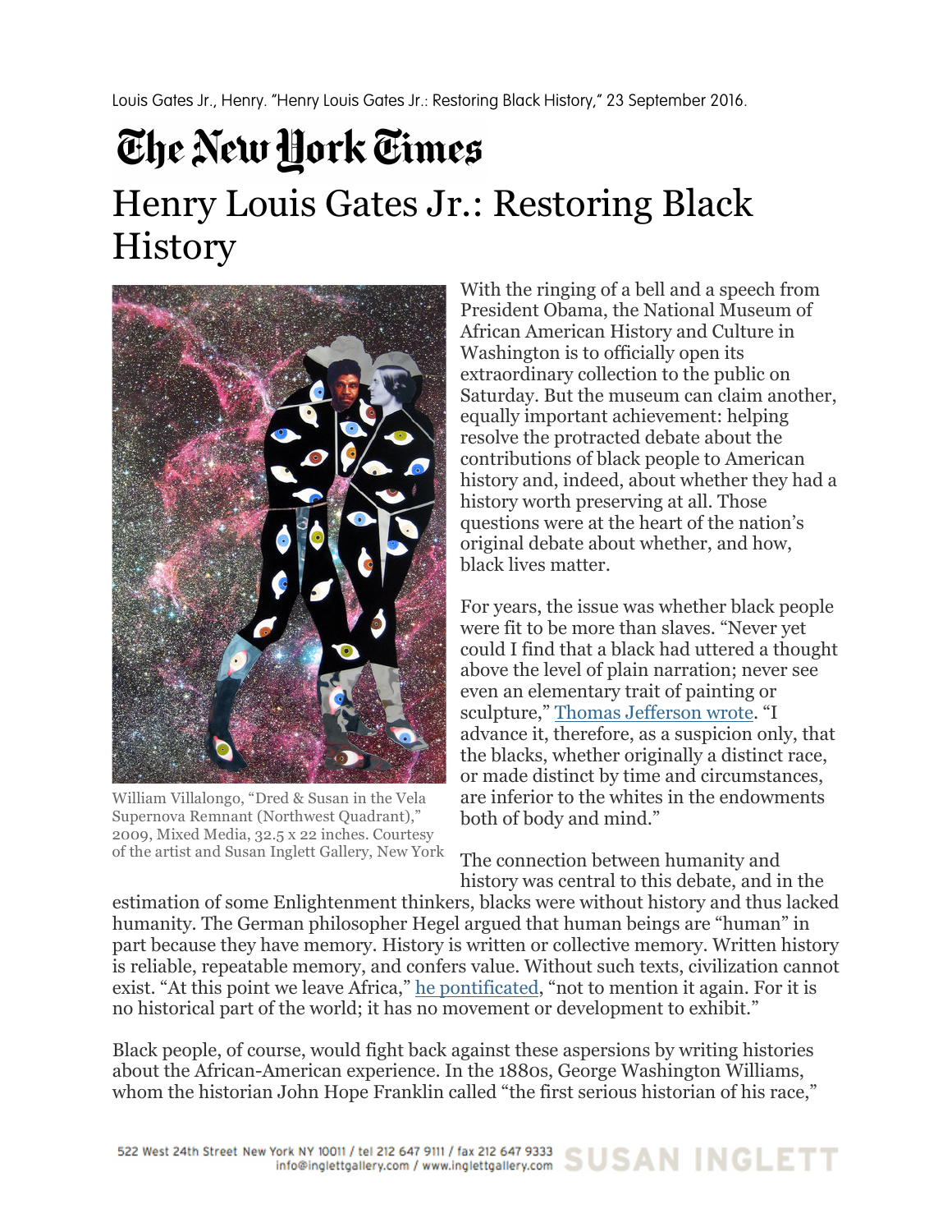Louis Gates Jr., Henry. "Henry Louis Gates Jr.: Restoring Black History," 23 September 2016.

The New York Times

# Henry Louis Gates Jr.: Restoring Black History

William Villalongo, "Dred & Susan in the Vela Supernova Remnant (Northwest Quadrant)," 2009, Mixed Media, 32.5 x 22 inches. Courtesy of the artist and Susan Inglett Gallery, New York

With the ringing of a bell and a speech from President Obama, the National Museum of African American History and Culture in Washington is to officially open its extraordinary collection to the public on Saturday. But the museum can claim another, equally important achievement: helping resolve the protracted debate about the contributions of black people to American history and, indeed, about whether they had a history worth preserving at all. Those questions were at the heart of the nation's original debate about whether, and how, black lives matter.

For years, the issue was whether black people were fit to be more than slaves. "Never yet could I find that a black had uttered a thought above the level of plain narration; never see even an elementary trait of painting or sculpture," Thomas Jefferson wrote. "I advance it, therefore, as a suspicion only, that the blacks, whether originally a distinct race, or made distinct by time and circumstances, are inferior to the whites in the endowments both of body and mind."

The connection between humanity and history was central to this debate, and in the estimation of some Enlightenment thinkers, blacks were without history and thus lacked humanity. The German philosopher Hegel argued that human beings are "human" in part because they have memory. History is written or collective memory. Written history is reliable, repeatable memory, and confers value. Without such texts, civilization cannot exist. "At this point we leave Africa," he pontificated, "not to mention it again. For it is no historical part of the world; it has no movement or development to exhibit."

Black people, of course, would fight back against these aspersions by writing histories about the African-American experience. In the 1880s, George Washington Williams, whom the historian John Hope Franklin called "the first serious historian of his race,"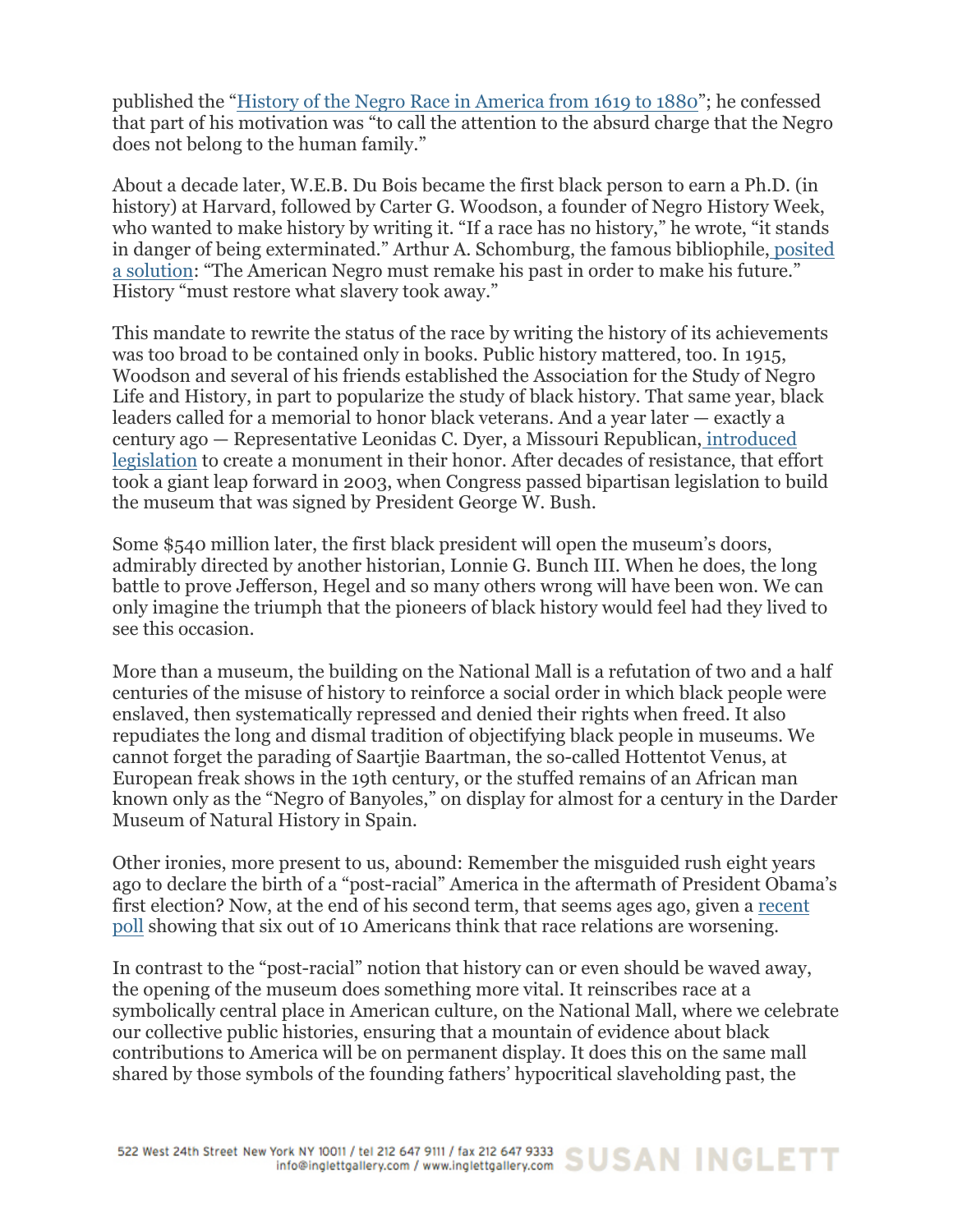published the "History of the Negro Race in America from 1619 to 1880"; he confessed that part of his motivation was "to call the attention to the absurd charge that the Negro does not belong to the human family."

About a decade later, W.E.B. Du Bois became the first black person to earn a Ph.D. (in history) at Harvard, followed by Carter G. Woodson, a founder of Negro History Week, who wanted to make history by writing it. "If a race has no history," he wrote, "it stands in danger of being exterminated." Arthur A. Schomburg, the famous bibliophile, posited a solution: "The American Negro must remake his past in order to make his future." History "must restore what slavery took away."

This mandate to rewrite the status of the race by writing the history of its achievements was too broad to be contained only in books. Public history mattered, too. In 1915, Woodson and several of his friends established the Association for the Study of Negro Life and History, in part to popularize the study of black history. That same year, black leaders called for a memorial to honor black veterans. And a year later — exactly a century ago — Representative Leonidas C. Dyer, a Missouri Republican, introduced legislation to create a monument in their honor. After decades of resistance, that effort took a giant leap forward in 2003, when Congress passed bipartisan legislation to build the museum that was signed by President George W. Bush.

Some $540 million later, the first black president will open the museum's doors, admirably directed by another historian, Lonnie G. Bunch III. When he does, the long battle to prove Jefferson, Hegel and so many others wrong will have been won. We can only imagine the triumph that the pioneers of black history would feel had they lived to see this occasion.

More than a museum, the building on the National Mall is a refutation of two and a half centuries of the misuse of history to reinforce a social order in which black people were enslaved, then systematically repressed and denied their rights when freed. It also repudiates the long and dismal tradition of objectifying black people in museums. We cannot forget the parading of Saartjie Baartman, the so-called Hottentot Venus, at European freak shows in the 19th century, or the stuffed remains of an African man known only as the "Negro of Banyoles," on display for almost for a century in the Darder Museum of Natural History in Spain.

Other ironies, more present to us, abound: Remember the misguided rush eight years ago to declare the birth of a "post-racial" America in the aftermath of President Obama's first election? Now, at the end of his second term, that seems ages ago, given a recent poll showing that six out of 10 Americans think that race relations are worsening.

In contrast to the "post-racial" notion that history can or even should be waved away, the opening of the museum does something more vital. It reinscribes race at a symbolically central place in American culture, on the National Mall, where we celebrate our collective public histories, ensuring that a mountain of evidence about black contributions to America will be on permanent display. It does this on the same mall shared by those symbols of the founding fathers' hypocritical slaveholding past, the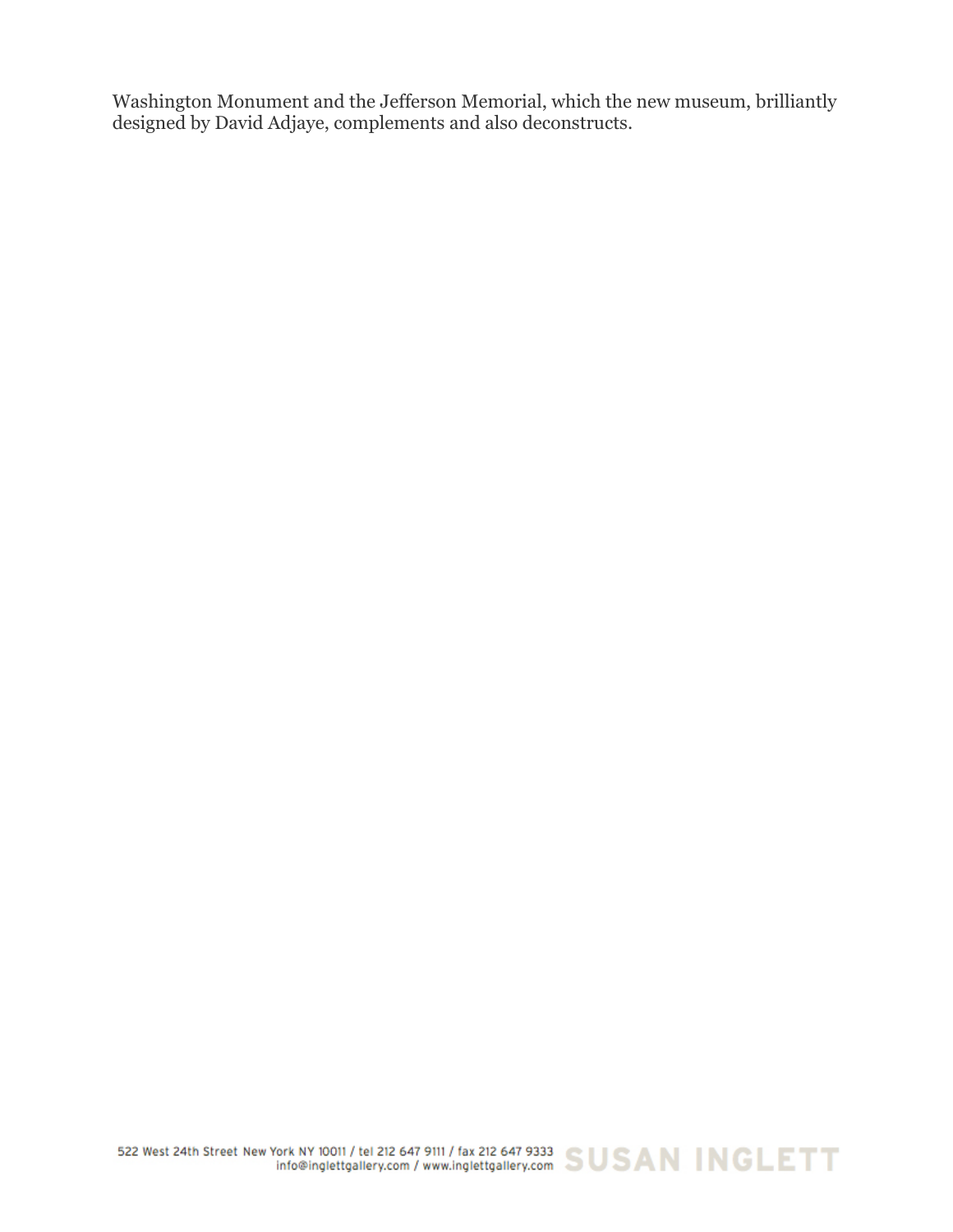Washington Monument and the Jefferson Memorial, which the new museum, brilliantly designed by David Adjaye, complements and also deconstructs.